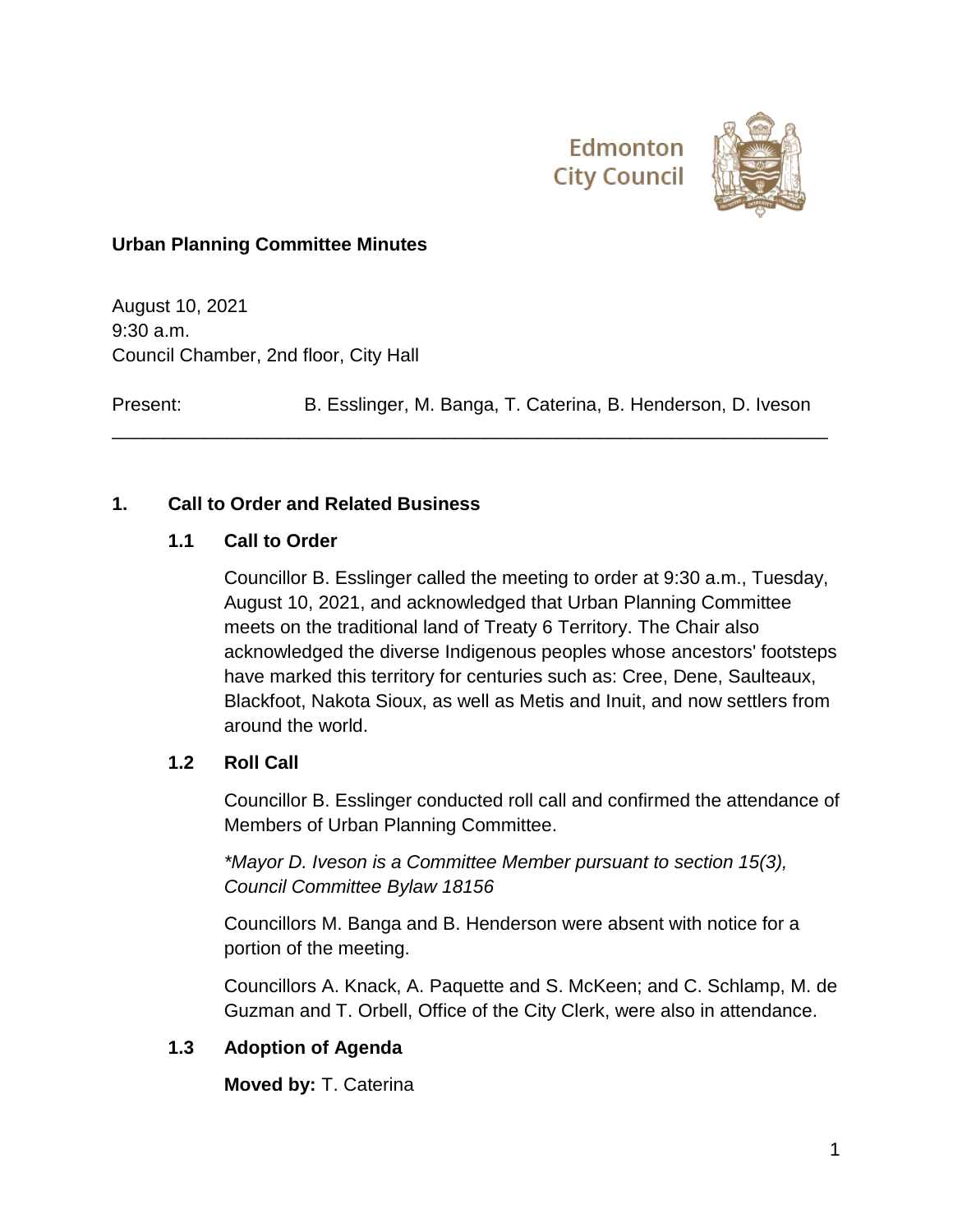Edmonton City Council

# Urban Planning Committee Minutes

August 10, 2021
9:30 a.m.
Council Chamber, 2nd floor, City Hall

Present: B. Esslinger, M. Banga, T. Caterina, B. Henderson, D. Iveson

---

## 1. Call to Order and Related Business

### 1.1 Call to Order

Councillor B. Esslinger called the meeting to order at 9:30 a.m., Tuesday, August 10, 2021, and acknowledged that Urban Planning Committee meets on the traditional land of Treaty 6 Territory. The Chair also acknowledged the diverse Indigenous peoples whose ancestors' footsteps have marked this territory for centuries such as: Cree, Dene, Saulteaux, Blackfoot, Nakota Sioux, as well as Metis and Inuit, and now settlers from around the world.

### 1.2 Roll Call

Councillor B. Esslinger conducted roll call and confirmed the attendance of Members of Urban Planning Committee.

*\*Mayor D. Iveson is a Committee Member pursuant to section 15(3), Council Committee Bylaw 18156*

Councillors M. Banga and B. Henderson were absent with notice for a portion of the meeting.

Councillors A. Knack, A. Paquette and S. McKeen; and C. Schlamp, M. de Guzman and T. Orbell, Office of the City Clerk, were also in attendance.

### 1.3 Adoption of Agenda

**Moved by:** T. Caterina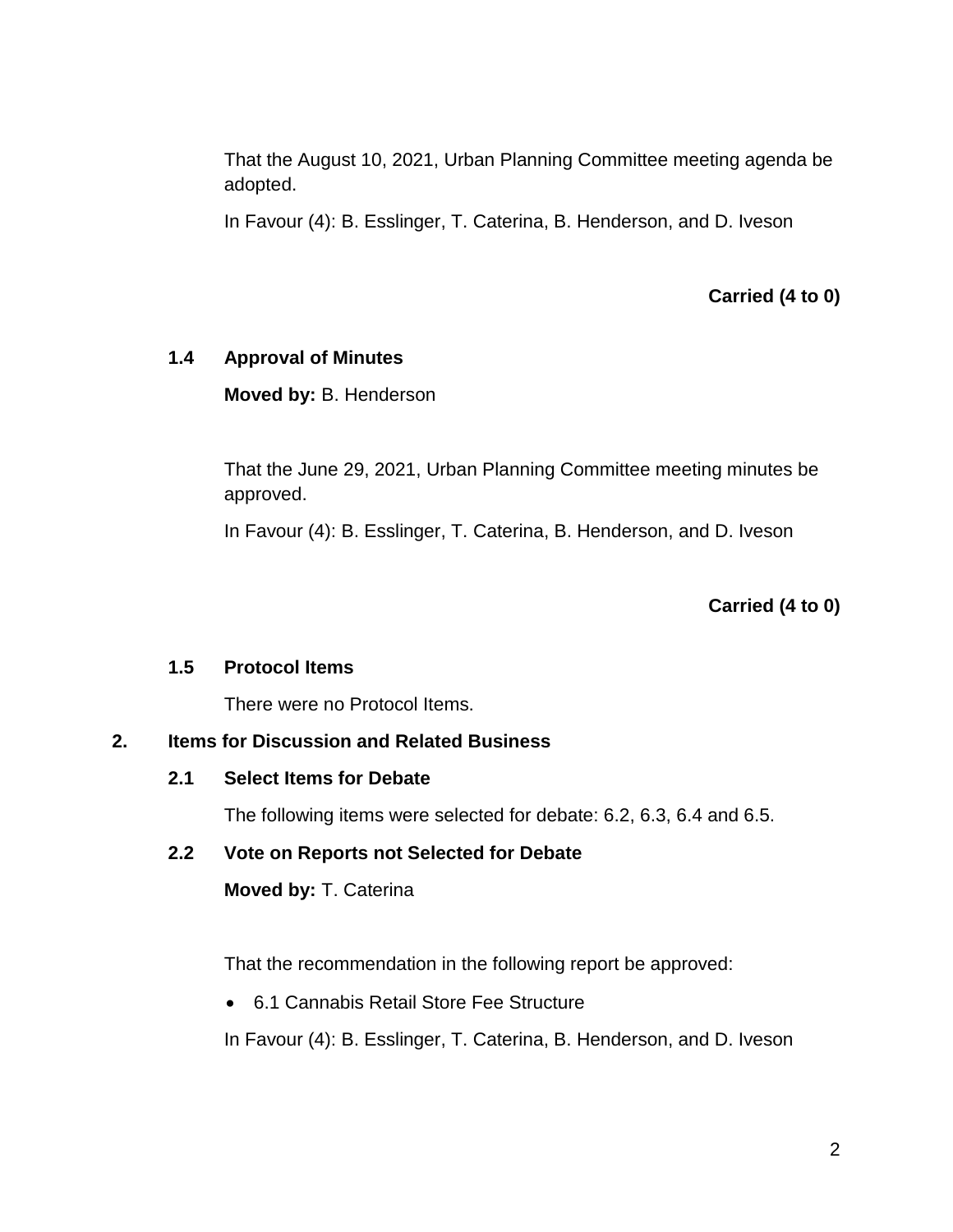That the August 10, 2021, Urban Planning Committee meeting agenda be adopted.

In Favour (4): B. Esslinger, T. Caterina, B. Henderson, and D. Iveson

**Carried (4 to 0)**

### 1.4 Approval of Minutes

**Moved by:** B. Henderson

That the June 29, 2021, Urban Planning Committee meeting minutes be approved.

In Favour (4): B. Esslinger, T. Caterina, B. Henderson, and D. Iveson

**Carried (4 to 0)**

### 1.5 Protocol Items

There were no Protocol Items.

## 2. Items for Discussion and Related Business

### 2.1 Select Items for Debate

The following items were selected for debate: 6.2, 6.3, 6.4 and 6.5.

### 2.2 Vote on Reports not Selected for Debate

**Moved by:** T. Caterina

That the recommendation in the following report be approved:

- 6.1 Cannabis Retail Store Fee Structure

In Favour (4): B. Esslinger, T. Caterina, B. Henderson, and D. Iveson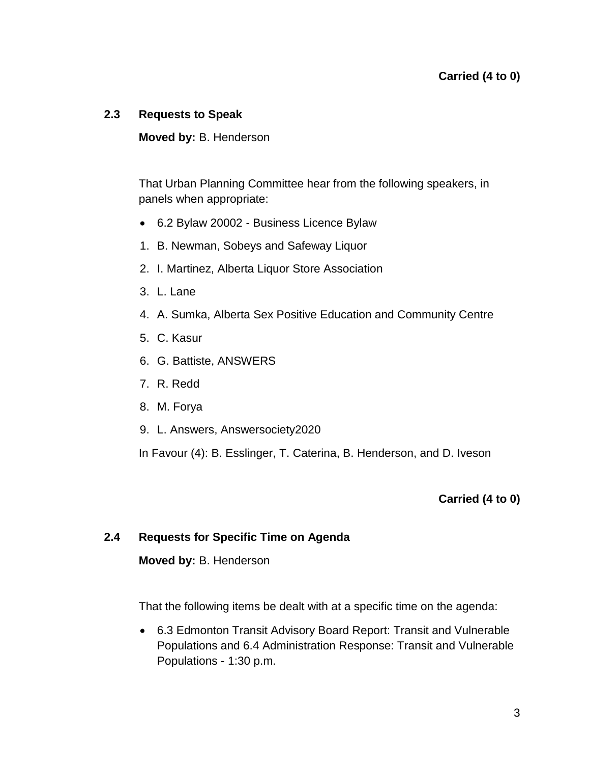**Carried (4 to 0)**

### 2.3 Requests to Speak

**Moved by:** B. Henderson

That Urban Planning Committee hear from the following speakers, in panels when appropriate:

- 6.2 Bylaw 20002 - Business Licence Bylaw

1. B. Newman, Sobeys and Safeway Liquor
2. I. Martinez, Alberta Liquor Store Association
3. L. Lane
4. A. Sumka, Alberta Sex Positive Education and Community Centre
5. C. Kasur
6. G. Battiste, ANSWERS
7. R. Redd
8. M. Forya
9. L. Answers, Answersociety2020

In Favour (4): B. Esslinger, T. Caterina, B. Henderson, and D. Iveson

**Carried (4 to 0)**

### 2.4 Requests for Specific Time on Agenda

**Moved by:** B. Henderson

That the following items be dealt with at a specific time on the agenda:

- 6.3 Edmonton Transit Advisory Board Report: Transit and Vulnerable Populations and 6.4 Administration Response: Transit and Vulnerable Populations - 1:30 p.m.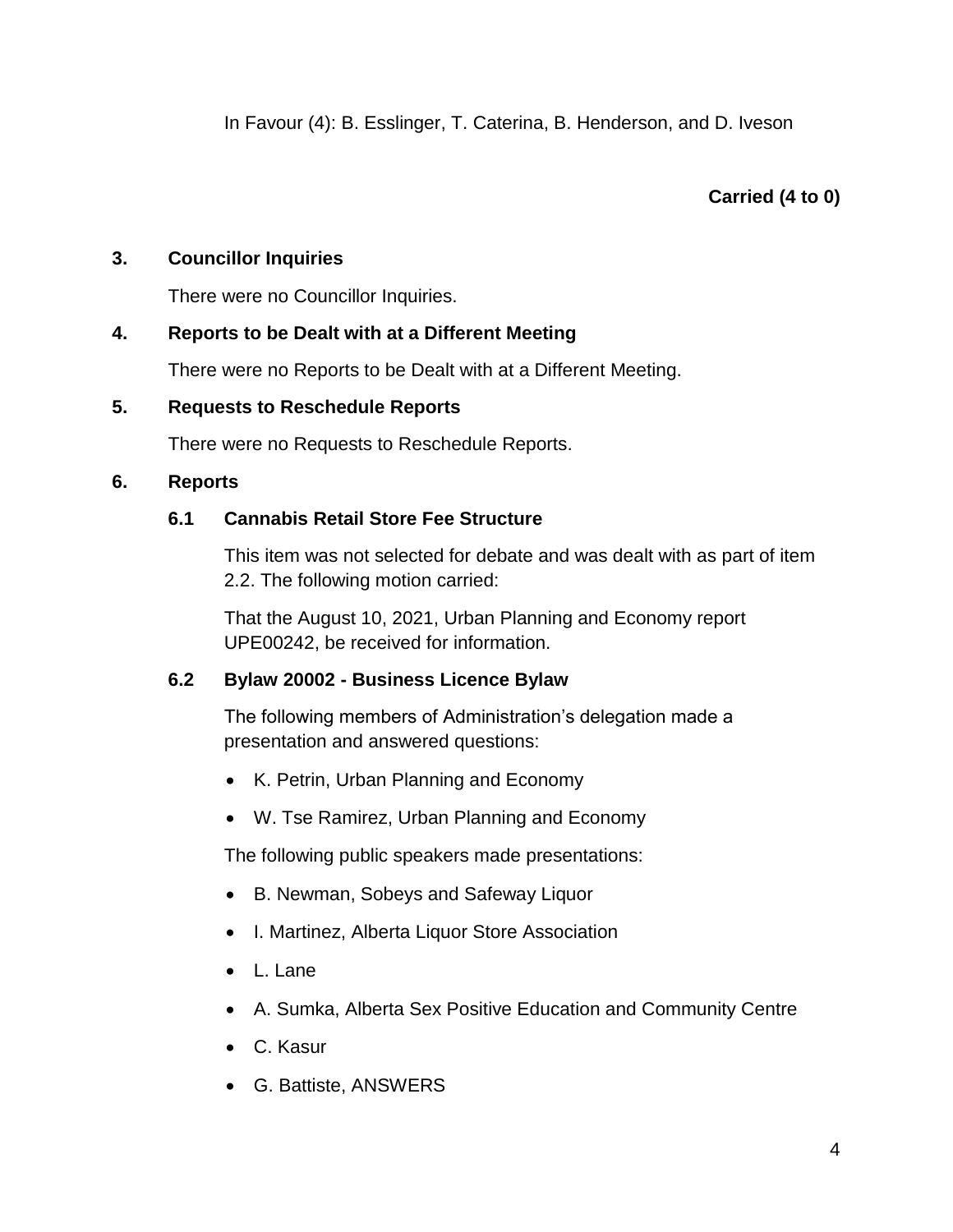In Favour (4): B. Esslinger, T. Caterina, B. Henderson, and D. Iveson

**Carried (4 to 0)**

## 3. Councillor Inquiries

There were no Councillor Inquiries.

## 4. Reports to be Dealt with at a Different Meeting

There were no Reports to be Dealt with at a Different Meeting.

## 5. Requests to Reschedule Reports

There were no Requests to Reschedule Reports.

## 6. Reports

### 6.1 Cannabis Retail Store Fee Structure

This item was not selected for debate and was dealt with as part of item 2.2. The following motion carried:

That the August 10, 2021, Urban Planning and Economy report UPE00242, be received for information.

### 6.2 Bylaw 20002 - Business Licence Bylaw

The following members of Administration's delegation made a presentation and answered questions:

- K. Petrin, Urban Planning and Economy
- W. Tse Ramirez, Urban Planning and Economy

The following public speakers made presentations:

- B. Newman, Sobeys and Safeway Liquor
- I. Martinez, Alberta Liquor Store Association
- L. Lane
- A. Sumka, Alberta Sex Positive Education and Community Centre
- C. Kasur
- G. Battiste, ANSWERS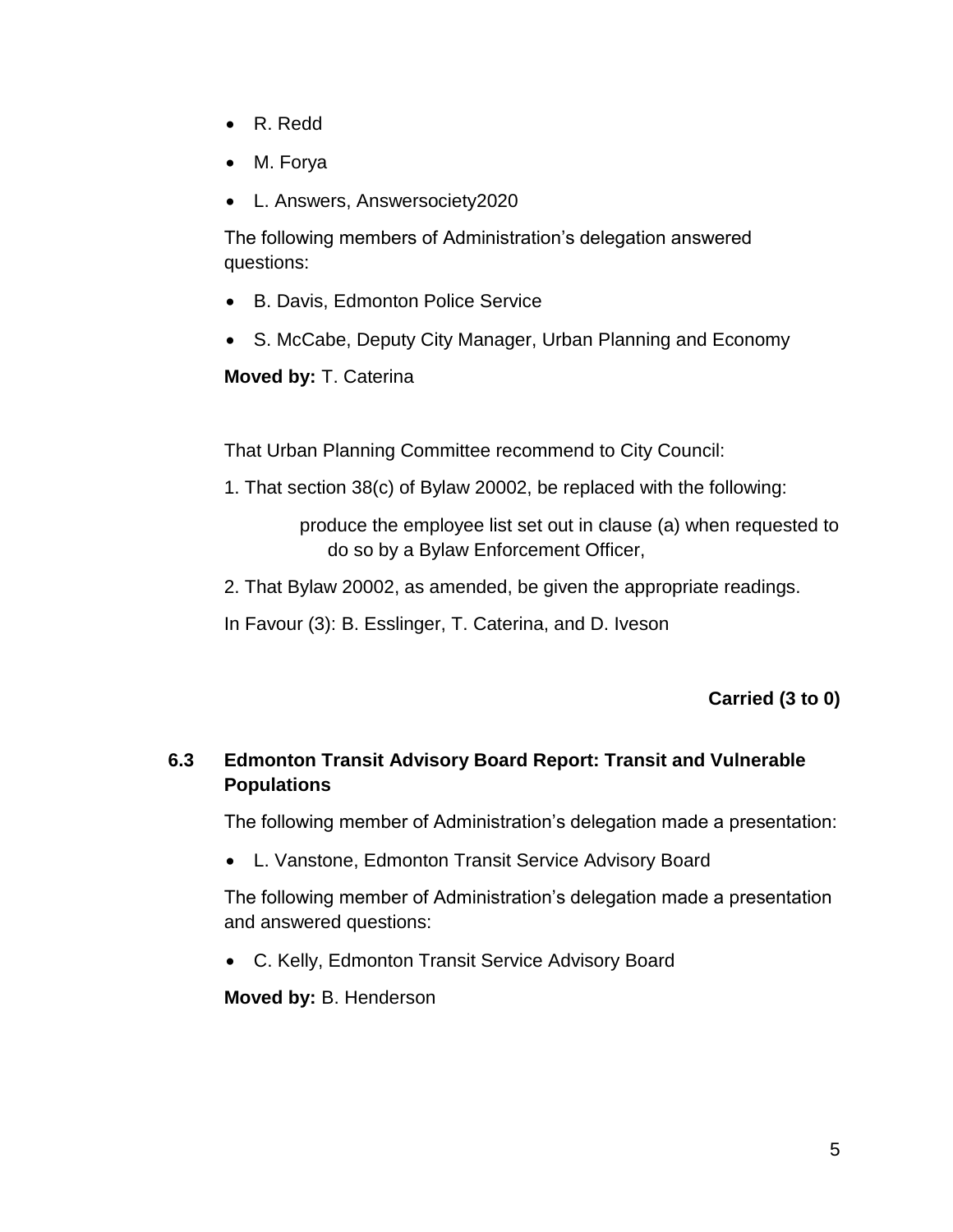- R. Redd
- M. Forya
- L. Answers, Answersociety2020

The following members of Administration's delegation answered questions:

- B. Davis, Edmonton Police Service
- S. McCabe, Deputy City Manager, Urban Planning and Economy

**Moved by:** T. Caterina

That Urban Planning Committee recommend to City Council:

1. That section 38(c) of Bylaw 20002, be replaced with the following:

   produce the employee list set out in clause (a) when requested to do so by a Bylaw Enforcement Officer,

2. That Bylaw 20002, as amended, be given the appropriate readings.

In Favour (3): B. Esslinger, T. Caterina, and D. Iveson

**Carried (3 to 0)**

### 6.3 Edmonton Transit Advisory Board Report: Transit and Vulnerable Populations

The following member of Administration's delegation made a presentation:

- L. Vanstone, Edmonton Transit Service Advisory Board

The following member of Administration's delegation made a presentation and answered questions:

- C. Kelly, Edmonton Transit Service Advisory Board

**Moved by:** B. Henderson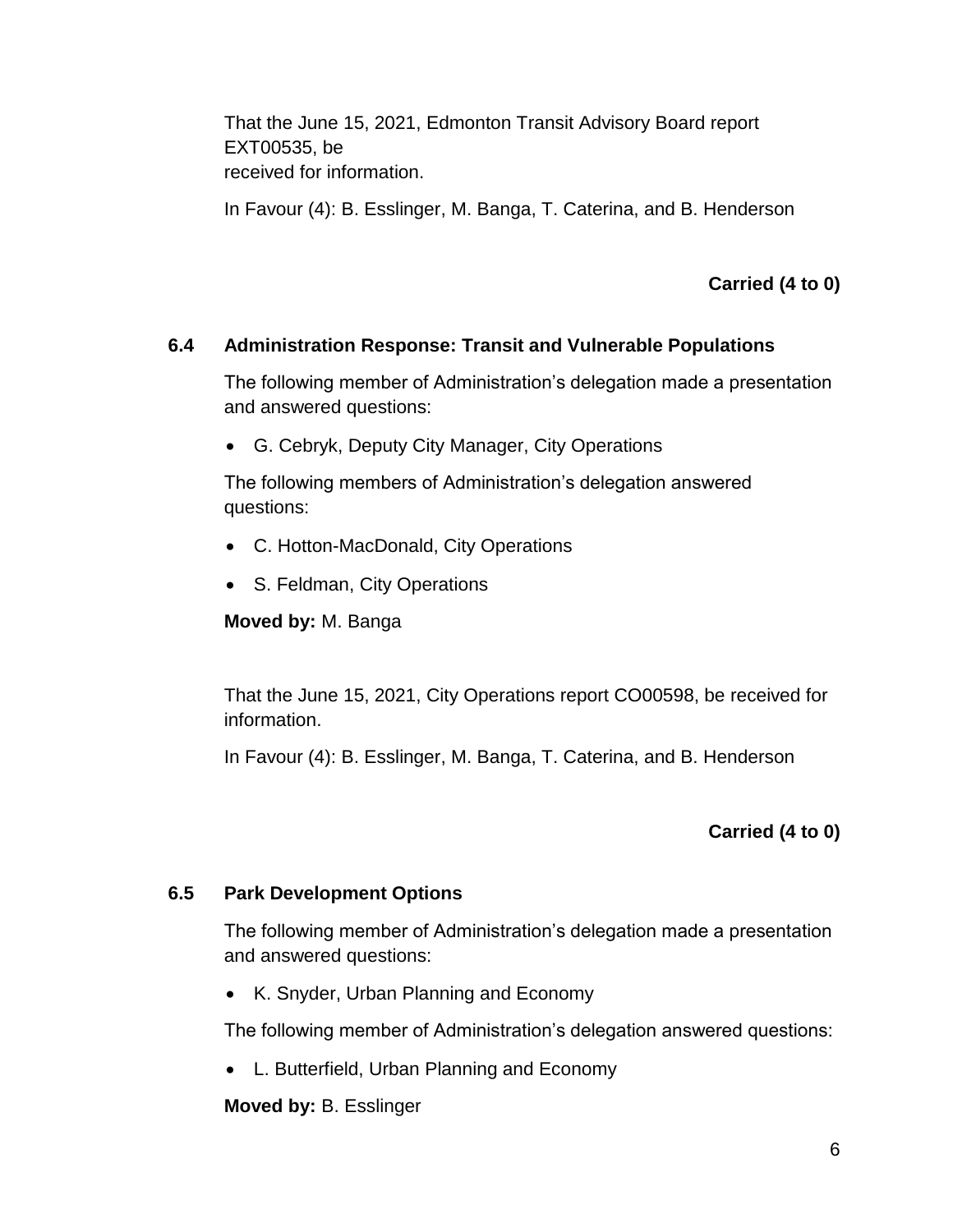That the June 15, 2021, Edmonton Transit Advisory Board report EXT00535, be
received for information.

In Favour (4): B. Esslinger, M. Banga, T. Caterina, and B. Henderson

**Carried (4 to 0)**

### 6.4 Administration Response: Transit and Vulnerable Populations

The following member of Administration's delegation made a presentation and answered questions:

- G. Cebryk, Deputy City Manager, City Operations

The following members of Administration's delegation answered questions:

- C. Hotton-MacDonald, City Operations
- S. Feldman, City Operations

**Moved by:** M. Banga

That the June 15, 2021, City Operations report CO00598, be received for information.

In Favour (4): B. Esslinger, M. Banga, T. Caterina, and B. Henderson

**Carried (4 to 0)**

### 6.5 Park Development Options

The following member of Administration's delegation made a presentation and answered questions:

- K. Snyder, Urban Planning and Economy

The following member of Administration's delegation answered questions:

- L. Butterfield, Urban Planning and Economy

**Moved by:** B. Esslinger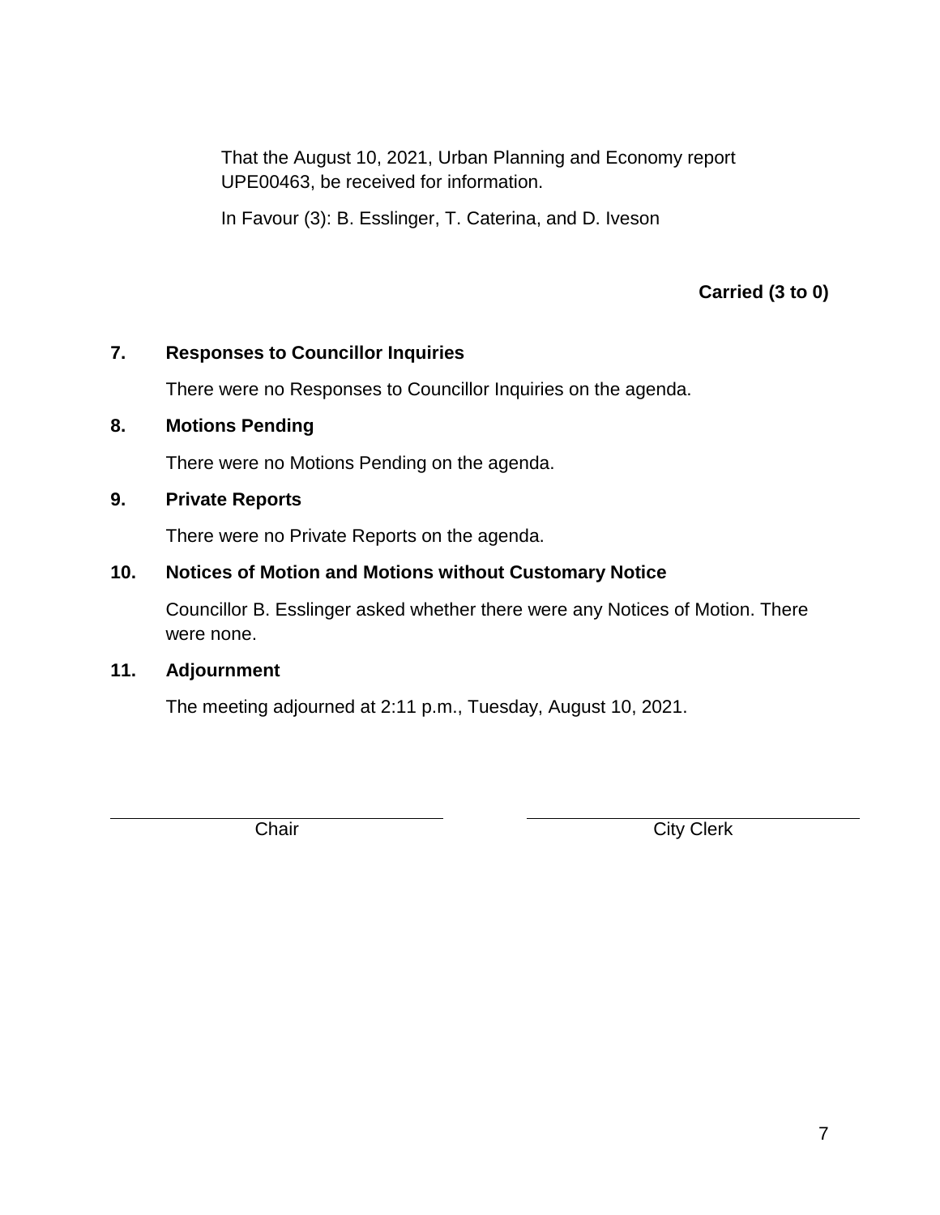That the August 10, 2021, Urban Planning and Economy report UPE00463, be received for information.

In Favour (3): B. Esslinger, T. Caterina, and D. Iveson

**Carried (3 to 0)**

## 7. Responses to Councillor Inquiries

There were no Responses to Councillor Inquiries on the agenda.

## 8. Motions Pending

There were no Motions Pending on the agenda.

## 9. Private Reports

There were no Private Reports on the agenda.

## 10. Notices of Motion and Motions without Customary Notice

Councillor B. Esslinger asked whether there were any Notices of Motion. There were none.

## 11. Adjournment

The meeting adjourned at 2:11 p.m., Tuesday, August 10, 2021.

| | |
|---|---|
| Chair | City Clerk |